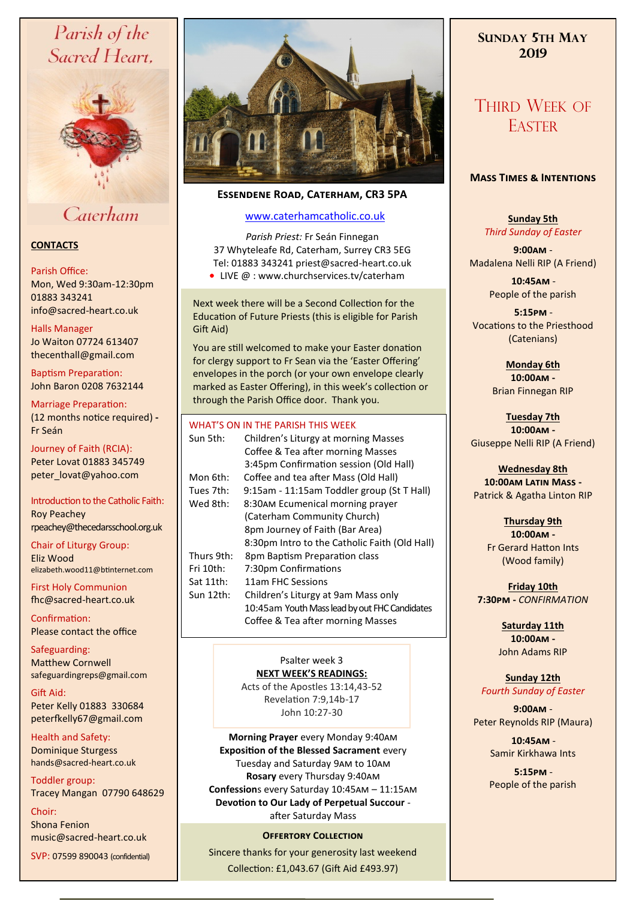# Parish of the Sacred Heart, Caterham

## CONTACTS

Parish Office:
Mon, Wed 9:30am-12:30pm
01883 343241
info@sacred-heart.co.uk

Halls Manager
Jo Waiton 07724 613407
thecenthall@gmail.com

Baptism Preparation:
John Baron 0208 7632144

Marriage Preparation:
(12 months notice required) - Fr Seán

Journey of Faith (RCIA):
Peter Lovat 01883 345749
peter_lovat@yahoo.com

Introduction to the Catholic Faith:
Roy Peachey
rpeachey@thecedarsschool.org.uk

Chair of Liturgy Group:
Eliz Wood
elizabeth.wood11@btinternet.com

First Holy Communion
fhc@sacred-heart.co.uk

Confirmation:
Please contact the office

Safeguarding:
Matthew Cornwell
safeguardingreps@gmail.com

Gift Aid:
Peter Kelly 01883 330684
peterfkelly67@gmail.com

Health and Safety:
Dominique Sturgess
hands@sacred-heart.co.uk

Toddler group:
Tracey Mangan 07790 648629

Choir:
Shona Fenion
music@sacred-heart.co.uk

SVP: 07599 890043 (confidential)

---

**ESSENDENE ROAD, CATERHAM, CR3 5PA**

www.caterhamcatholic.co.uk

*Parish Priest:* Fr Seán Finnegan
37 Whyteleafe Rd, Caterham, Surrey CR3 5EG
Tel: 01883 343241 priest@sacred-heart.co.uk
- LIVE @ : www.churchservices.tv/caterham

Next week there will be a Second Collection for the Education of Future Priests (this is eligible for Parish Gift Aid)

You are still welcomed to make your Easter donation for clergy support to Fr Sean via the 'Easter Offering' envelopes in the porch (or your own envelope clearly marked as Easter Offering), in this week's collection or through the Parish Office door. Thank you.

### WHAT'S ON IN THE PARISH THIS WEEK

| | |
|---|---|
| Sun 5th: | Children's Liturgy at morning Masses<br>Coffee & Tea after morning Masses<br>3:45pm Confirmation session (Old Hall) |
| Mon 6th: | Coffee and tea after Mass (Old Hall) |
| Tues 7th: | 9:15am - 11:15am Toddler group (St T Hall) |
| Wed 8th: | 8:30AM Ecumenical morning prayer (Caterham Community Church)<br>8pm Journey of Faith (Bar Area)<br>8:30pm Intro to the Catholic Faith (Old Hall) |
| Thurs 9th: | 8pm Baptism Preparation class |
| Fri 10th: | 7:30pm Confirmations |
| Sat 11th: | 11am FHC Sessions |
| Sun 12th: | Children's Liturgy at 9am Mass only<br>10:45am Youth Mass lead by out FHC Candidates<br>Coffee & Tea after morning Masses |

Psalter week 3

**NEXT WEEK'S READINGS:**
Acts of the Apostles 13:14,43-52
Revelation 7:9,14b-17
John 10:27-30

**Morning Prayer** every Monday 9:40AM
**Exposition of the Blessed Sacrament** every Tuesday and Saturday 9AM to 10AM
**Rosary** every Thursday 9:40AM
**Confessions** every Saturday 10:45AM – 11:15AM
**Devotion to Our Lady of Perpetual Succour** - after Saturday Mass

**OFFERTORY COLLECTION**

Sincere thanks for your generosity last weekend
Collection: £1,043.67 (Gift Aid £493.97)

---

## SUNDAY 5TH MAY 2019

## THIRD WEEK OF EASTER

### MASS TIMES & INTENTIONS

**Sunday 5th**
*Third Sunday of Easter*
**9:00AM** - Madalena Nelli RIP (A Friend)
**10:45AM** - People of the parish
**5:15PM** - Vocations to the Priesthood (Catenians)

**Monday 6th**
**10:00AM** - Brian Finnegan RIP

**Tuesday 7th**
**10:00AM** - Giuseppe Nelli RIP (A Friend)

**Wednesday 8th**
**10:00AM LATIN MASS** - Patrick & Agatha Linton RIP

**Thursday 9th**
**10:00AM** - Fr Gerard Hatton Ints (Wood family)

**Friday 10th**
**7:30PM** - *CONFIRMATION*

**Saturday 11th**
**10:00AM** - John Adams RIP

**Sunday 12th**
*Fourth Sunday of Easter*
**9:00AM** - Peter Reynolds RIP (Maura)
**10:45AM** - Samir Kirkhawa Ints
**5:15PM** - People of the parish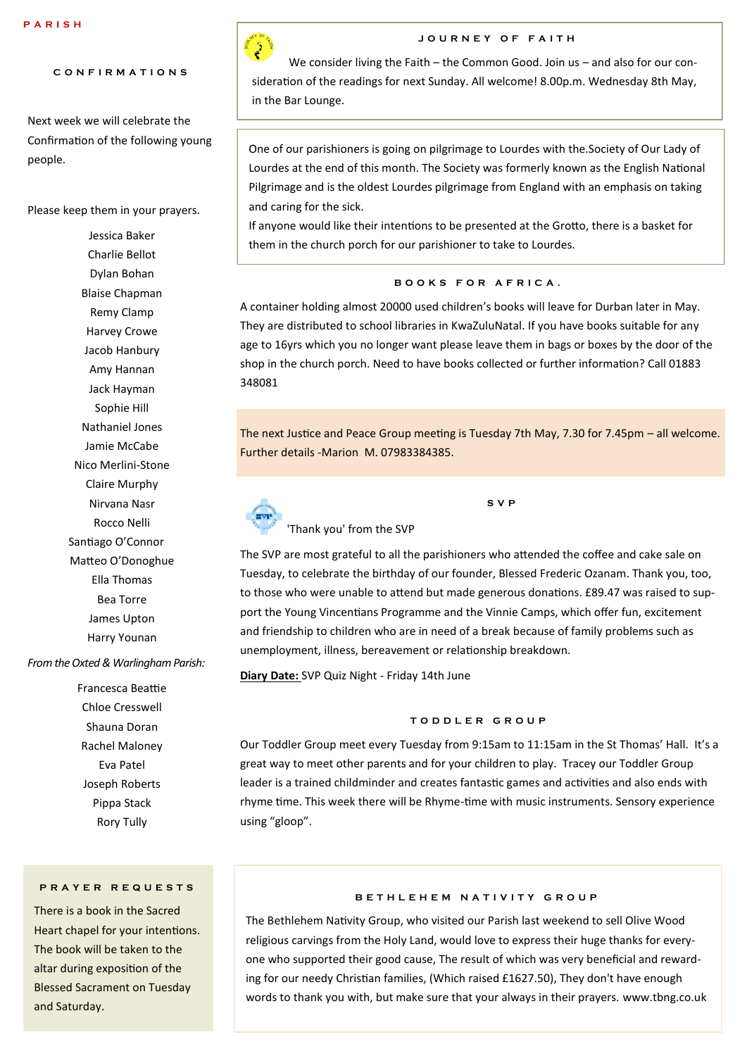PARISH

## CONFIRMATIONS

Next week we will celebrate the Confirmation of the following young people.

Please keep them in your prayers.

Jessica Baker
Charlie Bellot
Dylan Bohan
Blaise Chapman
Remy Clamp
Harvey Crowe
Jacob Hanbury
Amy Hannan
Jack Hayman
Sophie Hill
Nathaniel Jones
Jamie McCabe
Nico Merlini-Stone
Claire Murphy
Nirvana Nasr
Rocco Nelli
Santiago O'Connor
Matteo O'Donoghue
Ella Thomas
Bea Torre
James Upton
Harry Younan

*From the Oxted & Warlingham Parish:*

Francesca Beattie
Chloe Cresswell
Shauna Doran
Rachel Maloney
Eva Patel
Joseph Roberts
Pippa Stack
Rory Tully

## PRAYER REQUESTS

There is a book in the Sacred Heart chapel for your intentions. The book will be taken to the altar during exposition of the Blessed Sacrament on Tuesday and Saturday.

## JOURNEY OF FAITH

We consider living the Faith – the Common Good. Join us – and also for our consideration of the readings for next Sunday. All welcome! 8.00p.m. Wednesday 8th May, in the Bar Lounge.

One of our parishioners is going on pilgrimage to Lourdes with the.Society of Our Lady of Lourdes at the end of this month. The Society was formerly known as the English National Pilgrimage and is the oldest Lourdes pilgrimage from England with an emphasis on taking and caring for the sick.
If anyone would like their intentions to be presented at the Grotto, there is a basket for them in the church porch for our parishioner to take to Lourdes.

## BOOKS FOR AFRICA.

A container holding almost 20000 used children's books will leave for Durban later in May. They are distributed to school libraries in KwaZuluNatal. If you have books suitable for any age to 16yrs which you no longer want please leave them in bags or boxes by the door of the shop in the church porch. Need to have books collected or further information? Call 01883 348081

The next Justice and Peace Group meeting is Tuesday 7th May, 7.30 for 7.45pm – all welcome. Further details -Marion M. 07983384385.

## SVP

'Thank you' from the SVP

The SVP are most grateful to all the parishioners who attended the coffee and cake sale on Tuesday, to celebrate the birthday of our founder, Blessed Frederic Ozanam. Thank you, too, to those who were unable to attend but made generous donations. £89.47 was raised to support the Young Vincentians Programme and the Vinnie Camps, which offer fun, excitement and friendship to children who are in need of a break because of family problems such as unemployment, illness, bereavement or relationship breakdown.

**Diary Date:** SVP Quiz Night - Friday 14th June

## TODDLER GROUP

Our Toddler Group meet every Tuesday from 9:15am to 11:15am in the St Thomas' Hall. It's a great way to meet other parents and for your children to play. Tracey our Toddler Group leader is a trained childminder and creates fantastic games and activities and also ends with rhyme time. This week there will be Rhyme-time with music instruments. Sensory experience using "gloop".

## BETHLEHEM NATIVITY GROUP

The Bethlehem Nativity Group, who visited our Parish last weekend to sell Olive Wood religious carvings from the Holy Land, would love to express their huge thanks for everyone who supported their good cause, The result of which was very beneficial and rewarding for our needy Christian families, (Which raised £1627.50), They don't have enough words to thank you with, but make sure that your always in their prayers. www.tbng.co.uk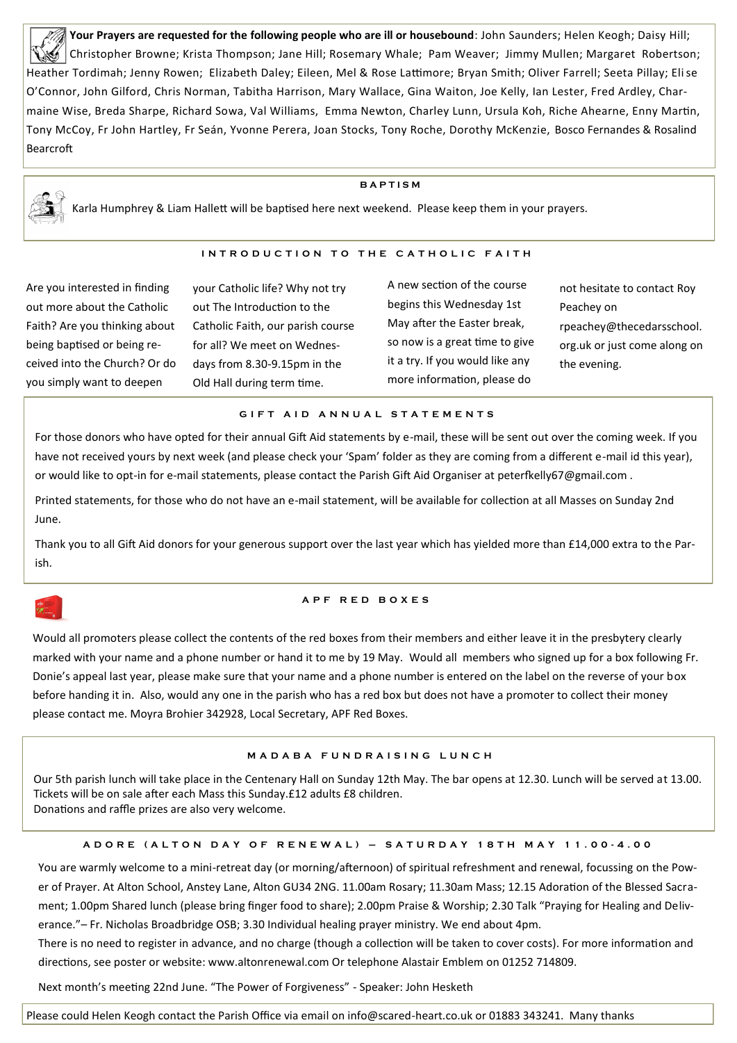**Your Prayers are requested for the following people who are ill or housebound**: John Saunders; Helen Keogh; Daisy Hill; Christopher Browne; Krista Thompson; Jane Hill; Rosemary Whale; Pam Weaver; Jimmy Mullen; Margaret Robertson; Heather Tordimah; Jenny Rowen; Elizabeth Daley; Eileen, Mel & Rose Lattimore; Bryan Smith; Oliver Farrell; Seeta Pillay; Elise O'Connor, John Gilford, Chris Norman, Tabitha Harrison, Mary Wallace, Gina Waiton, Joe Kelly, Ian Lester, Fred Ardley, Charmaine Wise, Breda Sharpe, Richard Sowa, Val Williams, Emma Newton, Charley Lunn, Ursula Koh, Riche Ahearne, Enny Martin, Tony McCoy, Fr John Hartley, Fr Seán, Yvonne Perera, Joan Stocks, Tony Roche, Dorothy McKenzie, Bosco Fernandes & Rosalind Bearcroft

## BAPTISM

Karla Humphrey & Liam Hallett will be baptised here next weekend. Please keep them in your prayers.

## INTRODUCTION TO THE CATHOLIC FAITH

Are you interested in finding out more about the Catholic Faith? Are you thinking about being baptised or being received into the Church? Or do you simply want to deepen your Catholic life? Why not try out The Introduction to the Catholic Faith, our parish course for all? We meet on Wednesdays from 8.30-9.15pm in the Old Hall during term time. A new section of the course begins this Wednesday 1st May after the Easter break, so now is a great time to give it a try. If you would like any more information, please do not hesitate to contact Roy Peachey on rpeachey@thecedarsschool.org.uk or just come along on the evening.

## GIFT AID ANNUAL STATEMENTS

For those donors who have opted for their annual Gift Aid statements by e-mail, these will be sent out over the coming week. If you have not received yours by next week (and please check your 'Spam' folder as they are coming from a different e-mail id this year), or would like to opt-in for e-mail statements, please contact the Parish Gift Aid Organiser at peterfkelly67@gmail.com .

Printed statements, for those who do not have an e-mail statement, will be available for collection at all Masses on Sunday 2nd June.

Thank you to all Gift Aid donors for your generous support over the last year which has yielded more than £14,000 extra to the Parish.

## APF RED BOXES

Would all promoters please collect the contents of the red boxes from their members and either leave it in the presbytery clearly marked with your name and a phone number or hand it to me by 19 May. Would all members who signed up for a box following Fr. Donie's appeal last year, please make sure that your name and a phone number is entered on the label on the reverse of your box before handing it in. Also, would any one in the parish who has a red box but does not have a promoter to collect their money please contact me. Moyra Brohier 342928, Local Secretary, APF Red Boxes.

## MADABA FUNDRAISING LUNCH

Our 5th parish lunch will take place in the Centenary Hall on Sunday 12th May. The bar opens at 12.30. Lunch will be served at 13.00. Tickets will be on sale after each Mass this Sunday.£12 adults £8 children.
Donations and raffle prizes are also very welcome.

## ADORE (ALTON DAY OF RENEWAL) – SATURDAY 18TH MAY 11.00-4.00

You are warmly welcome to a mini-retreat day (or morning/afternoon) of spiritual refreshment and renewal, focussing on the Power of Prayer. At Alton School, Anstey Lane, Alton GU34 2NG. 11.00am Rosary; 11.30am Mass; 12.15 Adoration of the Blessed Sacrament; 1.00pm Shared lunch (please bring finger food to share); 2.00pm Praise & Worship; 2.30 Talk "Praying for Healing and Deliverance."– Fr. Nicholas Broadbridge OSB; 3.30 Individual healing prayer ministry. We end about 4pm.
There is no need to register in advance, and no charge (though a collection will be taken to cover costs). For more information and directions, see poster or website: www.altonrenewal.com Or telephone Alastair Emblem on 01252 714809.

Next month's meeting 22nd June. "The Power of Forgiveness" - Speaker: John Hesketh

Please could Helen Keogh contact the Parish Office via email on info@scared-heart.co.uk or 01883 343241. Many thanks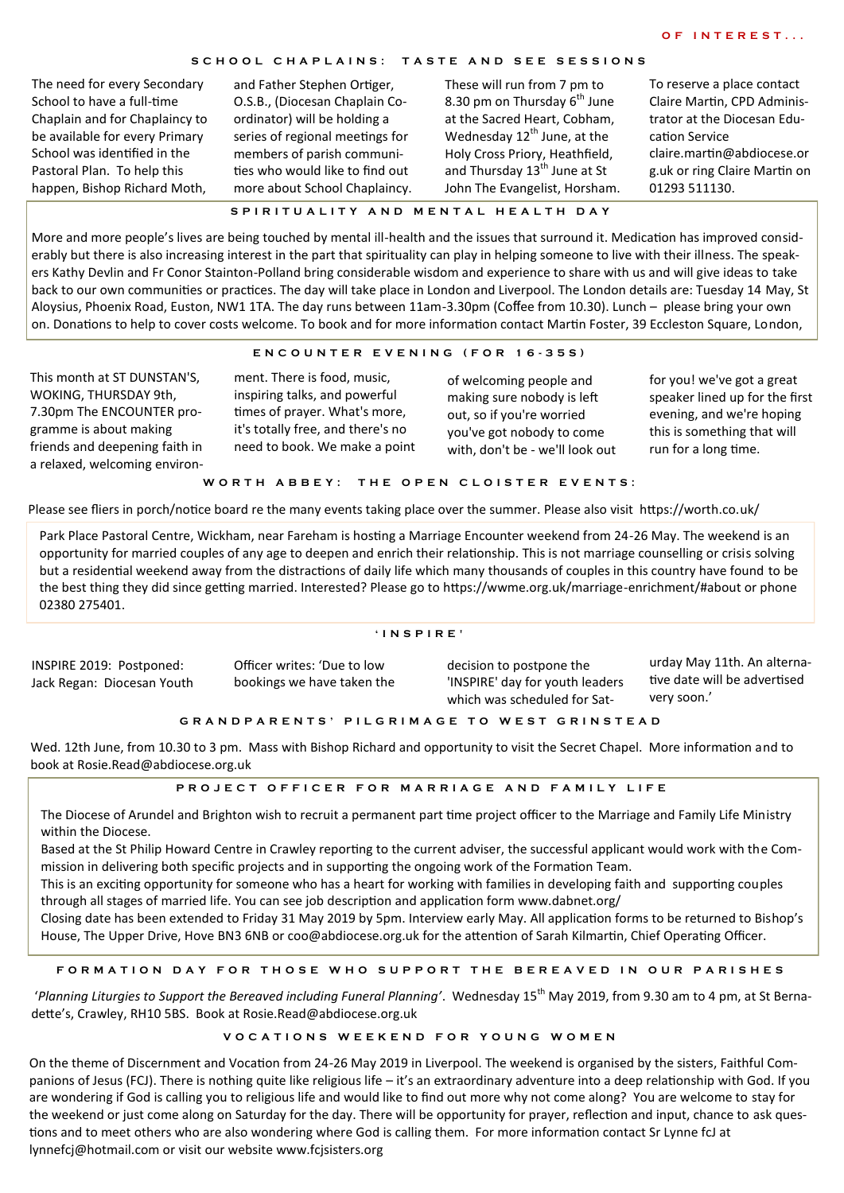OF INTEREST...

## SCHOOL CHAPLAINS: TASTE AND SEE SESSIONS

The need for every Secondary School to have a full-time Chaplain and for Chaplaincy to be available for every Primary School was identified in the Pastoral Plan. To help this happen, Bishop Richard Moth, and Father Stephen Ortiger, O.S.B., (Diocesan Chaplain Co-ordinator) will be holding a series of regional meetings for members of parish communities who would like to find out more about School Chaplaincy. These will run from 7 pm to 8.30 pm on Thursday 6th June at the Sacred Heart, Cobham, Wednesday 12th June, at the Holy Cross Priory, Heathfield, and Thursday 13th June at St John The Evangelist, Horsham. To reserve a place contact Claire Martin, CPD Administrator at the Diocesan Education Service claire.martin@abdiocese.org.uk or ring Claire Martin on 01293 511130.

## SPIRITUALITY AND MENTAL HEALTH DAY

More and more people's lives are being touched by mental ill-health and the issues that surround it. Medication has improved considerably but there is also increasing interest in the part that spirituality can play in helping someone to live with their illness. The speakers Kathy Devlin and Fr Conor Stainton-Polland bring considerable wisdom and experience to share with us and will give ideas to take back to our own communities or practices. The day will take place in London and Liverpool. The London details are: Tuesday 14 May, St Aloysius, Phoenix Road, Euston, NW1 1TA. The day runs between 11am-3.30pm (Coffee from 10.30). Lunch – please bring your own on. Donations to help to cover costs welcome. To book and for more information contact Martin Foster, 39 Eccleston Square, London,

## ENCOUNTER EVENING (FOR 16-35S)

This month at ST DUNSTAN'S, WOKING, THURSDAY 9th, 7.30pm The ENCOUNTER programme is about making friends and deepening faith in a relaxed, welcoming environment. There is food, music, inspiring talks, and powerful times of prayer. What's more, it's totally free, and there's no need to book. We make a point of welcoming people and making sure nobody is left out, so if you're worried you've got nobody to come with, don't be - we'll look out for you! we've got a great speaker lined up for the first evening, and we're hoping this is something that will run for a long time.

## WORTH ABBEY: THE OPEN CLOISTER EVENTS:

Please see fliers in porch/notice board re the many events taking place over the summer. Please also visit https://worth.co.uk/

Park Place Pastoral Centre, Wickham, near Fareham is hosting a Marriage Encounter weekend from 24-26 May. The weekend is an opportunity for married couples of any age to deepen and enrich their relationship. This is not marriage counselling or crisis solving but a residential weekend away from the distractions of daily life which many thousands of couples in this country have found to be the best thing they did since getting married. Interested? Please go to https://wwme.org.uk/marriage-enrichment/#about or phone 02380 275401.

## 'INSPIRE'

INSPIRE 2019: Postponed: Jack Regan: Diocesan Youth Officer writes: 'Due to low bookings we have taken the decision to postpone the 'INSPIRE' day for youth leaders which was scheduled for Saturday May 11th. An alternative date will be advertised very soon.'

## GRANDPARENTS' PILGRIMAGE TO WEST GRINSTEAD

Wed. 12th June, from 10.30 to 3 pm. Mass with Bishop Richard and opportunity to visit the Secret Chapel. More information and to book at Rosie.Read@abdiocese.org.uk

## PROJECT OFFICER FOR MARRIAGE AND FAMILY LIFE

The Diocese of Arundel and Brighton wish to recruit a permanent part time project officer to the Marriage and Family Life Ministry within the Diocese.

Based at the St Philip Howard Centre in Crawley reporting to the current adviser, the successful applicant would work with the Commission in delivering both specific projects and in supporting the ongoing work of the Formation Team.

This is an exciting opportunity for someone who has a heart for working with families in developing faith and supporting couples through all stages of married life. You can see job description and application form www.dabnet.org/

Closing date has been extended to Friday 31 May 2019 by 5pm. Interview early May. All application forms to be returned to Bishop's House, The Upper Drive, Hove BN3 6NB or coo@abdiocese.org.uk for the attention of Sarah Kilmartin, Chief Operating Officer.

## FORMATION DAY FOR THOSE WHO SUPPORT THE BEREAVED IN OUR PARISHES

*'Planning Liturgies to Support the Bereaved including Funeral Planning'*. Wednesday 15th May 2019, from 9.30 am to 4 pm, at St Bernadette's, Crawley, RH10 5BS. Book at Rosie.Read@abdiocese.org.uk

## VOCATIONS WEEKEND FOR YOUNG WOMEN

On the theme of Discernment and Vocation from 24-26 May 2019 in Liverpool. The weekend is organised by the sisters, Faithful Companions of Jesus (FCJ). There is nothing quite like religious life – it's an extraordinary adventure into a deep relationship with God. If you are wondering if God is calling you to religious life and would like to find out more why not come along? You are welcome to stay for the weekend or just come along on Saturday for the day. There will be opportunity for prayer, reflection and input, chance to ask questions and to meet others who are also wondering where God is calling them. For more information contact Sr Lynne fcJ at lynnefcj@hotmail.com or visit our website www.fcjsisters.org